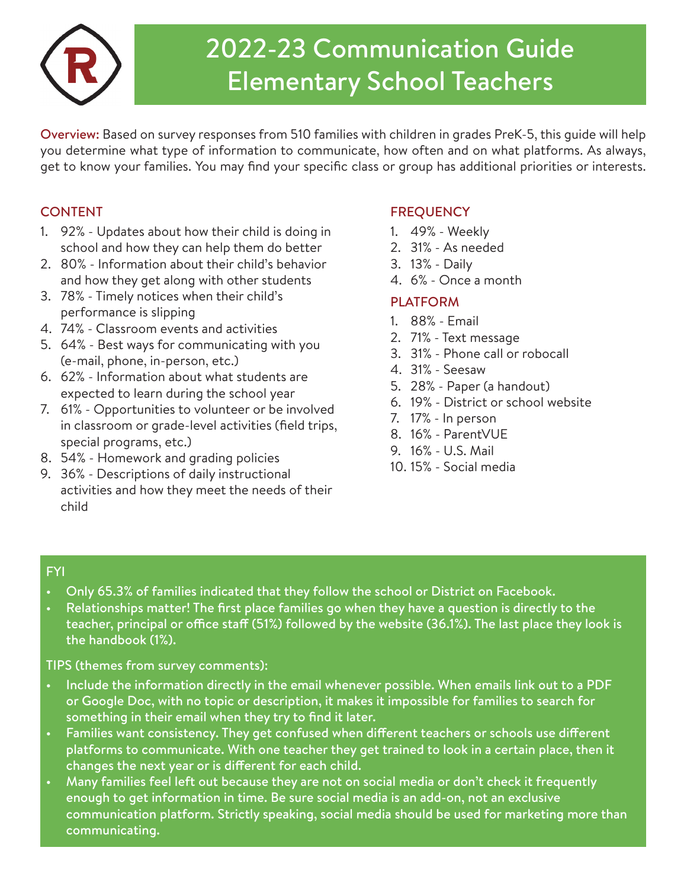# 2022-23 Communication Guide Elementary School Teachers

**Overview:** Based on survey responses from 510 families with children in grades PreK-5, this guide will help you determine what type of information to communicate, how often and on what platforms. As always, get to know your families. You may find your specific class or group has additional priorities or interests.

## CONTENT

1. 92% - Updates about how their child is doing in school and how they can help them do better
2. 80% - Information about their child's behavior and how they get along with other students
3. 78% - Timely notices when their child's performance is slipping
4. 74% - Classroom events and activities
5. 64% - Best ways for communicating with you (e-mail, phone, in-person, etc.)
6. 62% - Information about what students are expected to learn during the school year
7. 61% - Opportunities to volunteer or be involved in classroom or grade-level activities (field trips, special programs, etc.)
8. 54% - Homework and grading policies
9. 36% - Descriptions of daily instructional activities and how they meet the needs of their child

## FREQUENCY

1. 49% - Weekly
2. 31% - As needed
3. 13% - Daily
4. 6% - Once a month

## PLATFORM

1. 88% - Email
2. 71% - Text message
3. 31% - Phone call or robocall
4. 31% - Seesaw
5. 28% - Paper (a handout)
6. 19% - District or school website
7. 17% - In person
8. 16% - ParentVUE
9. 16% - U.S. Mail
10. 15% - Social media

## FYI

- Only 65.3% of families indicated that they follow the school or District on Facebook.
- Relationships matter! The first place families go when they have a question is directly to the teacher, principal or office staff (51%) followed by the website (36.1%). The last place they look is the handbook (1%).

TIPS (themes from survey comments):

- Include the information directly in the email whenever possible. When emails link out to a PDF or Google Doc, with no topic or description, it makes it impossible for families to search for something in their email when they try to find it later.
- Families want consistency. They get confused when different teachers or schools use different platforms to communicate. With one teacher they get trained to look in a certain place, then it changes the next year or is different for each child.
- Many families feel left out because they are not on social media or don't check it frequently enough to get information in time. Be sure social media is an add-on, not an exclusive communication platform. Strictly speaking, social media should be used for marketing more than communicating.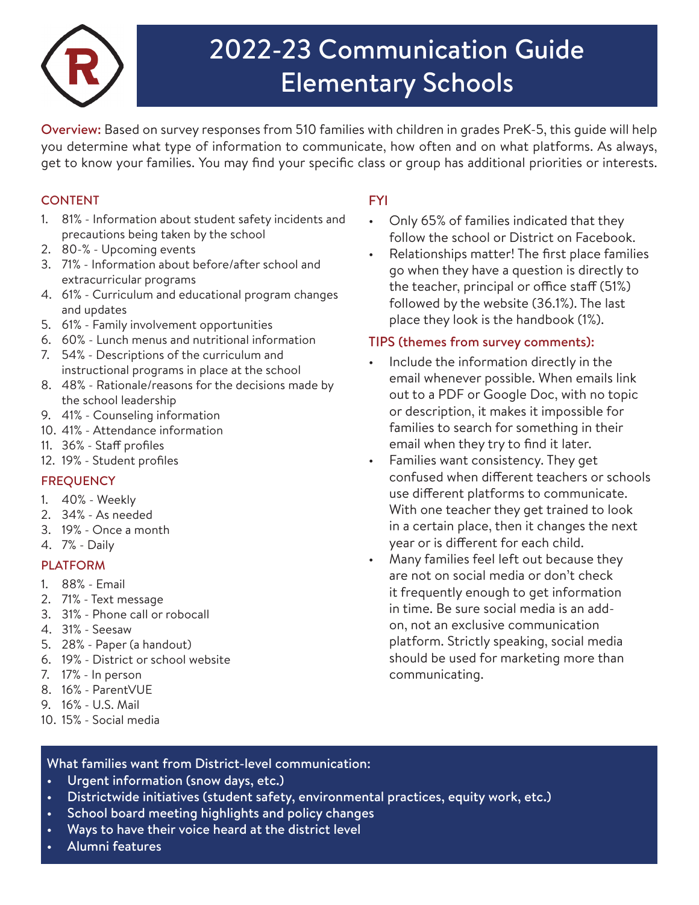# 2022-23 Communication Guide Elementary Schools

**Overview:** Based on survey responses from 510 families with children in grades PreK-5, this guide will help you determine what type of information to communicate, how often and on what platforms. As always, get to know your families. You may find your specific class or group has additional priorities or interests.

## CONTENT

1. 81% - Information about student safety incidents and precautions being taken by the school
2. 80-% - Upcoming events
3. 71% - Information about before/after school and extracurricular programs
4. 61% - Curriculum and educational program changes and updates
5. 61% - Family involvement opportunities
6. 60% - Lunch menus and nutritional information
7. 54% - Descriptions of the curriculum and instructional programs in place at the school
8. 48% - Rationale/reasons for the decisions made by the school leadership
9. 41% - Counseling information
10. 41% - Attendance information
11. 36% - Staff profiles
12. 19% - Student profiles

## FREQUENCY

1. 40% - Weekly
2. 34% - As needed
3. 19% - Once a month
4. 7% - Daily

## PLATFORM

1. 88% - Email
2. 71% - Text message
3. 31% - Phone call or robocall
4. 31% - Seesaw
5. 28% - Paper (a handout)
6. 19% - District or school website
7. 17% - In person
8. 16% - ParentVUE
9. 16% - U.S. Mail
10. 15% - Social media

## FYI

- Only 65% of families indicated that they follow the school or District on Facebook.
- Relationships matter! The first place families go when they have a question is directly to the teacher, principal or office staff (51%) followed by the website (36.1%). The last place they look is the handbook (1%).

## TIPS (themes from survey comments):

- Include the information directly in the email whenever possible. When emails link out to a PDF or Google Doc, with no topic or description, it makes it impossible for families to search for something in their email when they try to find it later.
- Families want consistency. They get confused when different teachers or schools use different platforms to communicate. With one teacher they get trained to look in a certain place, then it changes the next year or is different for each child.
- Many families feel left out because they are not on social media or don't check it frequently enough to get information in time. Be sure social media is an add-on, not an exclusive communication platform. Strictly speaking, social media should be used for marketing more than communicating.

## What families want from District-level communication:

- Urgent information (snow days, etc.)
- Districtwide initiatives (student safety, environmental practices, equity work, etc.)
- School board meeting highlights and policy changes
- Ways to have their voice heard at the district level
- Alumni features